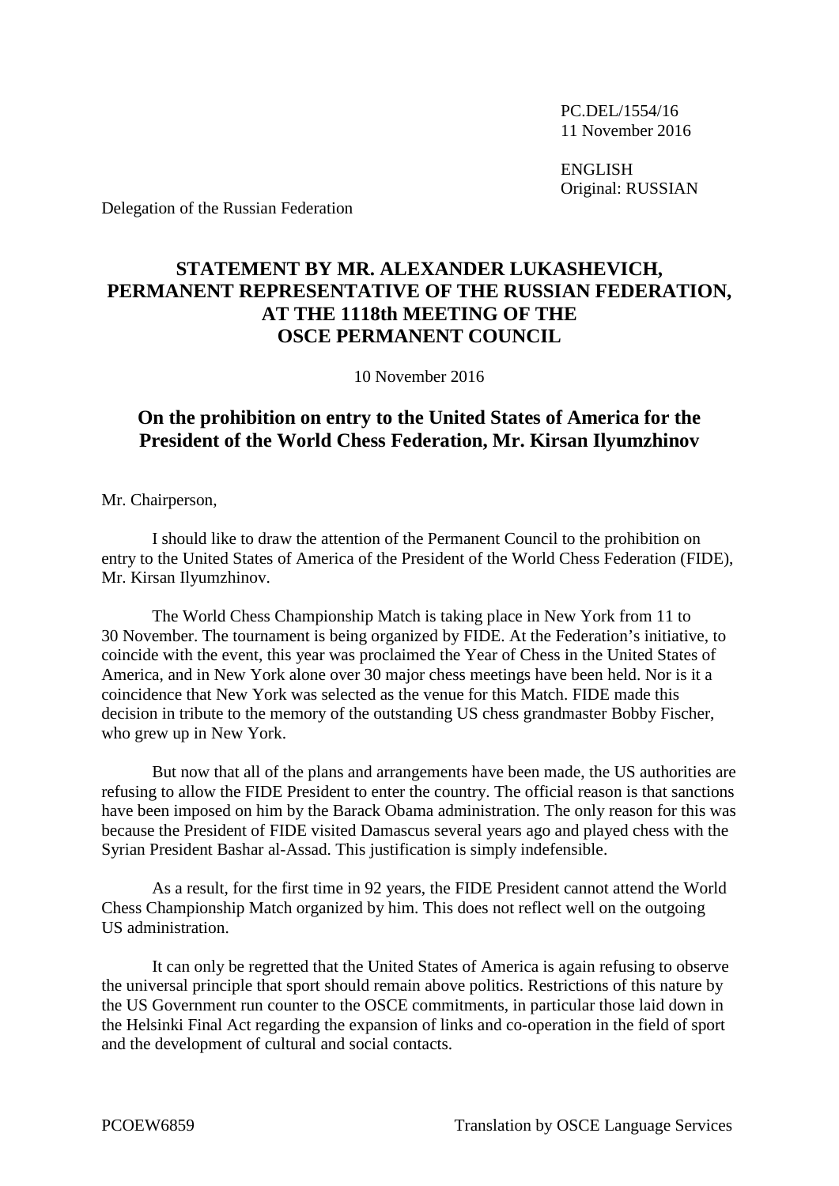PC.DEL/1554/16
11 November 2016

ENGLISH
Original: RUSSIAN

Delegation of the Russian Federation

# STATEMENT BY MR. ALEXANDER LUKASHEVICH, PERMANENT REPRESENTATIVE OF THE RUSSIAN FEDERATION, AT THE 1118th MEETING OF THE OSCE PERMANENT COUNCIL

10 November 2016

## On the prohibition on entry to the United States of America for the President of the World Chess Federation, Mr. Kirsan Ilyumzhinov

Mr. Chairperson,

I should like to draw the attention of the Permanent Council to the prohibition on entry to the United States of America of the President of the World Chess Federation (FIDE), Mr. Kirsan Ilyumzhinov.

The World Chess Championship Match is taking place in New York from 11 to 30 November. The tournament is being organized by FIDE. At the Federation's initiative, to coincide with the event, this year was proclaimed the Year of Chess in the United States of America, and in New York alone over 30 major chess meetings have been held. Nor is it a coincidence that New York was selected as the venue for this Match. FIDE made this decision in tribute to the memory of the outstanding US chess grandmaster Bobby Fischer, who grew up in New York.

But now that all of the plans and arrangements have been made, the US authorities are refusing to allow the FIDE President to enter the country. The official reason is that sanctions have been imposed on him by the Barack Obama administration. The only reason for this was because the President of FIDE visited Damascus several years ago and played chess with the Syrian President Bashar al-Assad. This justification is simply indefensible.

As a result, for the first time in 92 years, the FIDE President cannot attend the World Chess Championship Match organized by him. This does not reflect well on the outgoing US administration.

It can only be regretted that the United States of America is again refusing to observe the universal principle that sport should remain above politics. Restrictions of this nature by the US Government run counter to the OSCE commitments, in particular those laid down in the Helsinki Final Act regarding the expansion of links and co-operation in the field of sport and the development of cultural and social contacts.

PCOEW6859 Translation by OSCE Language Services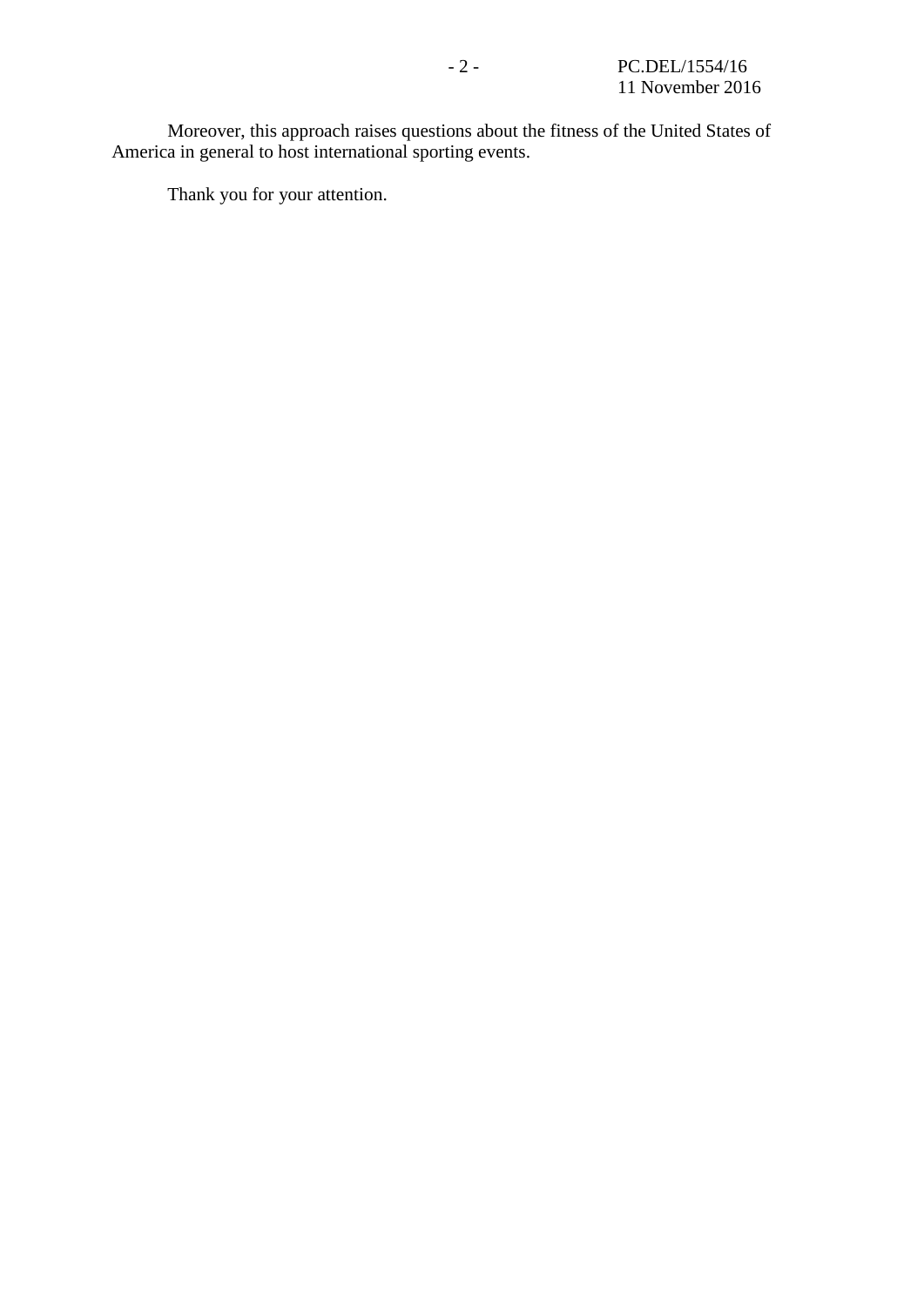Moreover, this approach raises questions about the fitness of the United States of America in general to host international sporting events.

Thank you for your attention.